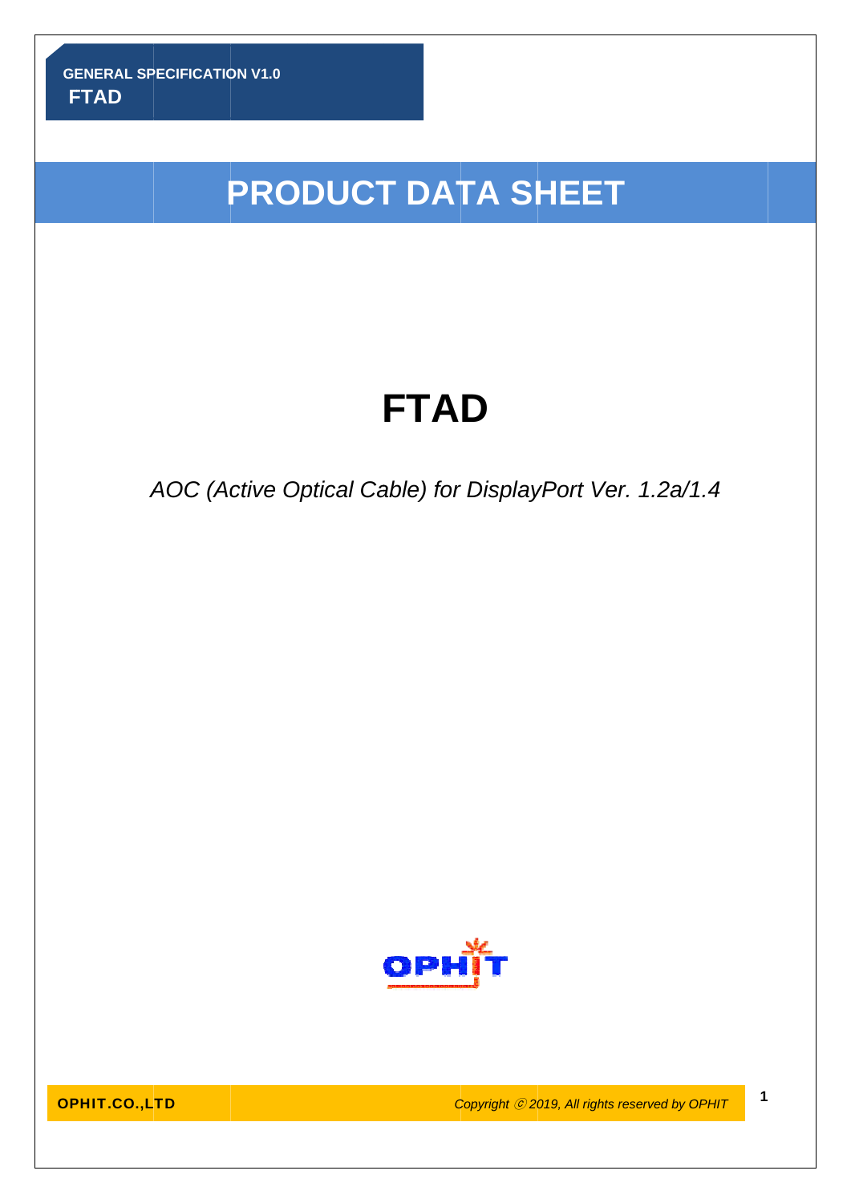GENERAL SPECIFICATION V1.0

**FTAD**

# PRODUCT DATA SHEET

# FTAD

*AOC (Active Optical Cable) for DisplayPort Ver. 1.2a/1.4*

**OPHIT.CO.,LTD**

*Copyright ⓒ 2019, All rights reserved by OPHIT*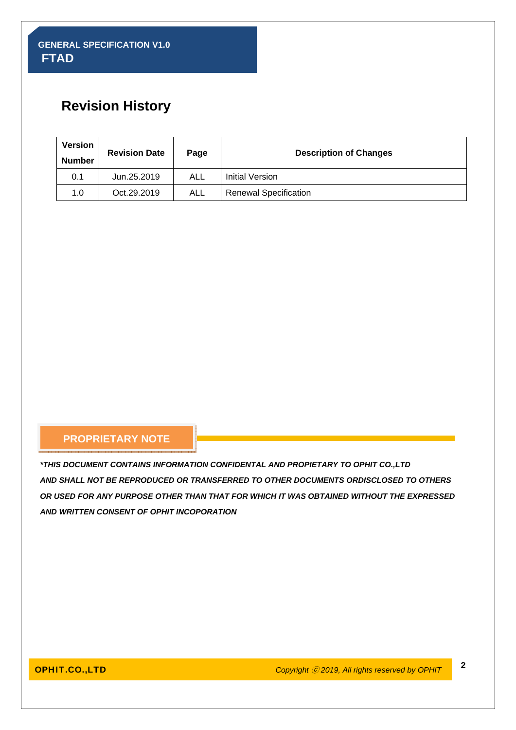# Revision History

| Version Number | Revision Date | Page | Description of Changes |
|---|---|---|---|
| 0.1 | Jun.25.2019 | ALL | Initial Version |
| 1.0 | Oct.29.2019 | ALL | Renewal Specification |

## PROPRIETARY NOTE

***THIS DOCUMENT CONTAINS INFORMATION CONFIDENTAL AND PROPIETARY TO OPHIT CO.,LTD AND SHALL NOT BE REPRODUCED OR TRANSFERRED TO OTHER DOCUMENTS ORDISCLOSED TO OTHERS OR USED FOR ANY PURPOSE OTHER THAN THAT FOR WHICH IT WAS OBTAINED WITHOUT THE EXPRESSED AND WRITTEN CONSENT OF OPHIT INCOPORATION***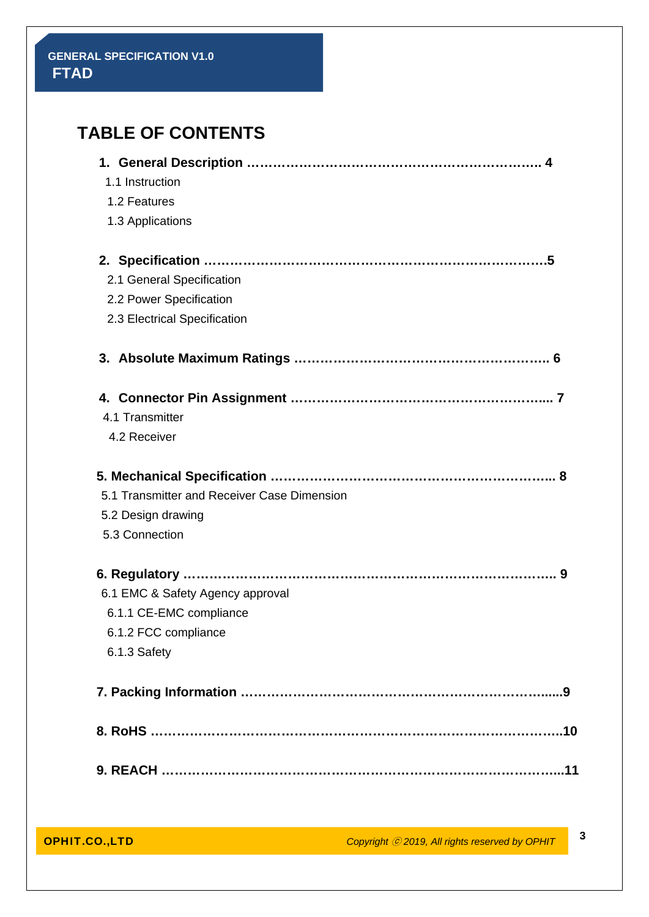# TABLE OF CONTENTS

**1. General Description ………………………………………………………….. 4**

1.1 Instruction

1.2 Features

1.3 Applications

**2. Specification …………………………………………………………………5**

2.1 General Specification

2.2 Power Specification

2.3 Electrical Specification

**3. Absolute Maximum Ratings ……………………………………………….. 6**

**4. Connector Pin Assignment ………………………………………………... 7**

4.1 Transmitter

4.2 Receiver

**5. Mechanical Specification ………………………………………………….. 8**

5.1 Transmitter and Receiver Case Dimension

5.2 Design drawing

5.3 Connection

**6. Regulatory ………………………………………………………………….. 9**

6.1 EMC & Safety Agency approval

6.1.1 CE-EMC compliance

6.1.2 FCC compliance

6.1.3 Safety

**7. Packing Information ……………………………………………………......9**

**8. RoHS ………………………………………………………………………..10**

**9. REACH ……………………………………………………………………..11**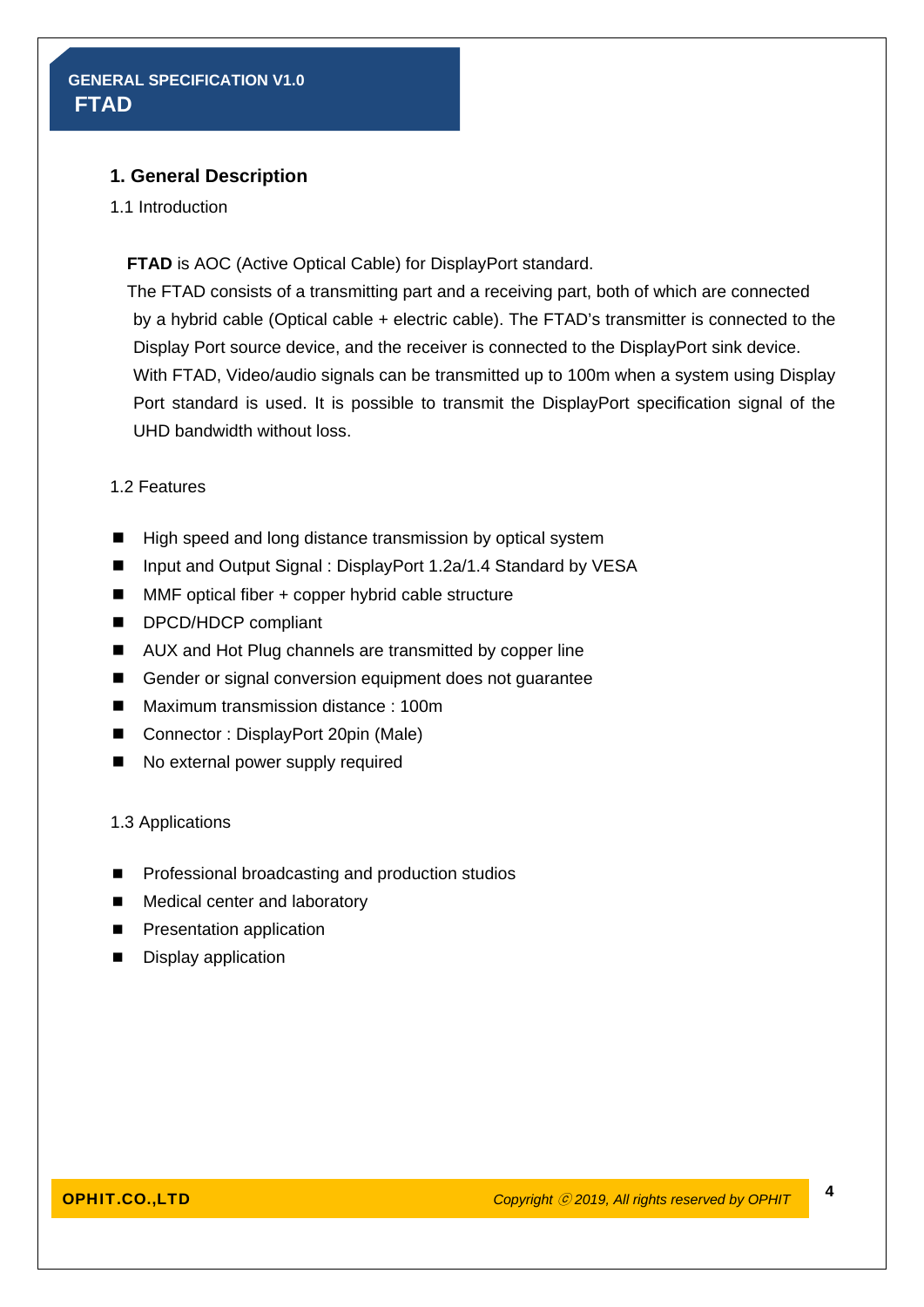## 1. General Description

### 1.1 Introduction

**FTAD** is AOC (Active Optical Cable) for DisplayPort standard.

The FTAD consists of a transmitting part and a receiving part, both of which are connected by a hybrid cable (Optical cable + electric cable). The FTAD's transmitter is connected to the Display Port source device, and the receiver is connected to the DisplayPort sink device. With FTAD, Video/audio signals can be transmitted up to 100m when a system using Display Port standard is used. It is possible to transmit the DisplayPort specification signal of the UHD bandwidth without loss.

### 1.2 Features

- High speed and long distance transmission by optical system
- Input and Output Signal : DisplayPort 1.2a/1.4 Standard by VESA
- MMF optical fiber + copper hybrid cable structure
- DPCD/HDCP compliant
- AUX and Hot Plug channels are transmitted by copper line
- Gender or signal conversion equipment does not guarantee
- Maximum transmission distance : 100m
- Connector : DisplayPort 20pin (Male)
- No external power supply required

### 1.3 Applications

- Professional broadcasting and production studios
- Medical center and laboratory
- Presentation application
- Display application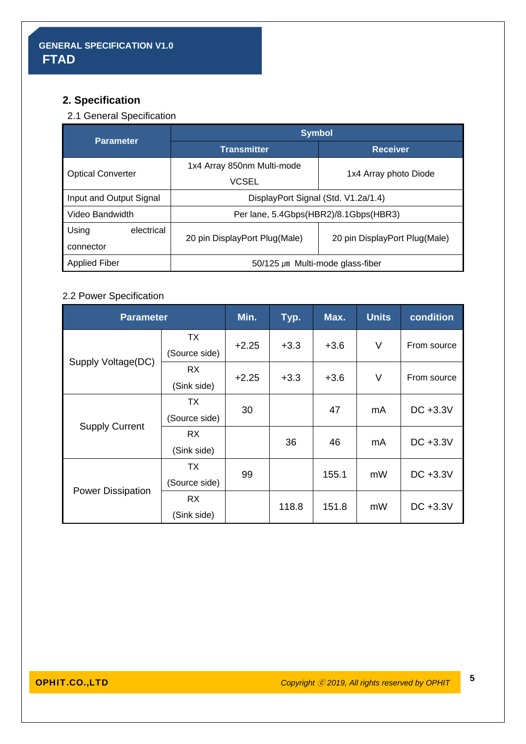## 2. Specification

### 2.1 General Specification

| Parameter | Symbol | |
|---|---|---|
| | Transmitter | Receiver |
| Optical Converter | 1x4 Array 850nm Multi-mode VCSEL | 1x4 Array photo Diode |
| Input and Output Signal | DisplayPort Signal (Std. V1.2a/1.4) | |
| Video Bandwidth | Per lane, 5.4Gbps(HBR2)/8.1Gbps(HBR3) | |
| Using electrical connector | 20 pin DisplayPort Plug(Male) | 20 pin DisplayPort Plug(Male) |
| Applied Fiber | 50/125 ㎛ Multi-mode glass-fiber | |

### 2.2 Power Specification

| Parameter | | Min. | Typ. | Max. | Units | condition |
|---|---|---|---|---|---|---|
| Supply Voltage(DC) | TX (Source side) | +2.25 | +3.3 | +3.6 | V | From source |
| | RX (Sink side) | +2.25 | +3.3 | +3.6 | V | From source |
| Supply Current | TX (Source side) | 30 | | 47 | mA | DC +3.3V |
| | RX (Sink side) | | 36 | 46 | mA | DC +3.3V |
| Power Dissipation | TX (Source side) | 99 | | 155.1 | mW | DC +3.3V |
| | RX (Sink side) | | 118.8 | 151.8 | mW | DC +3.3V |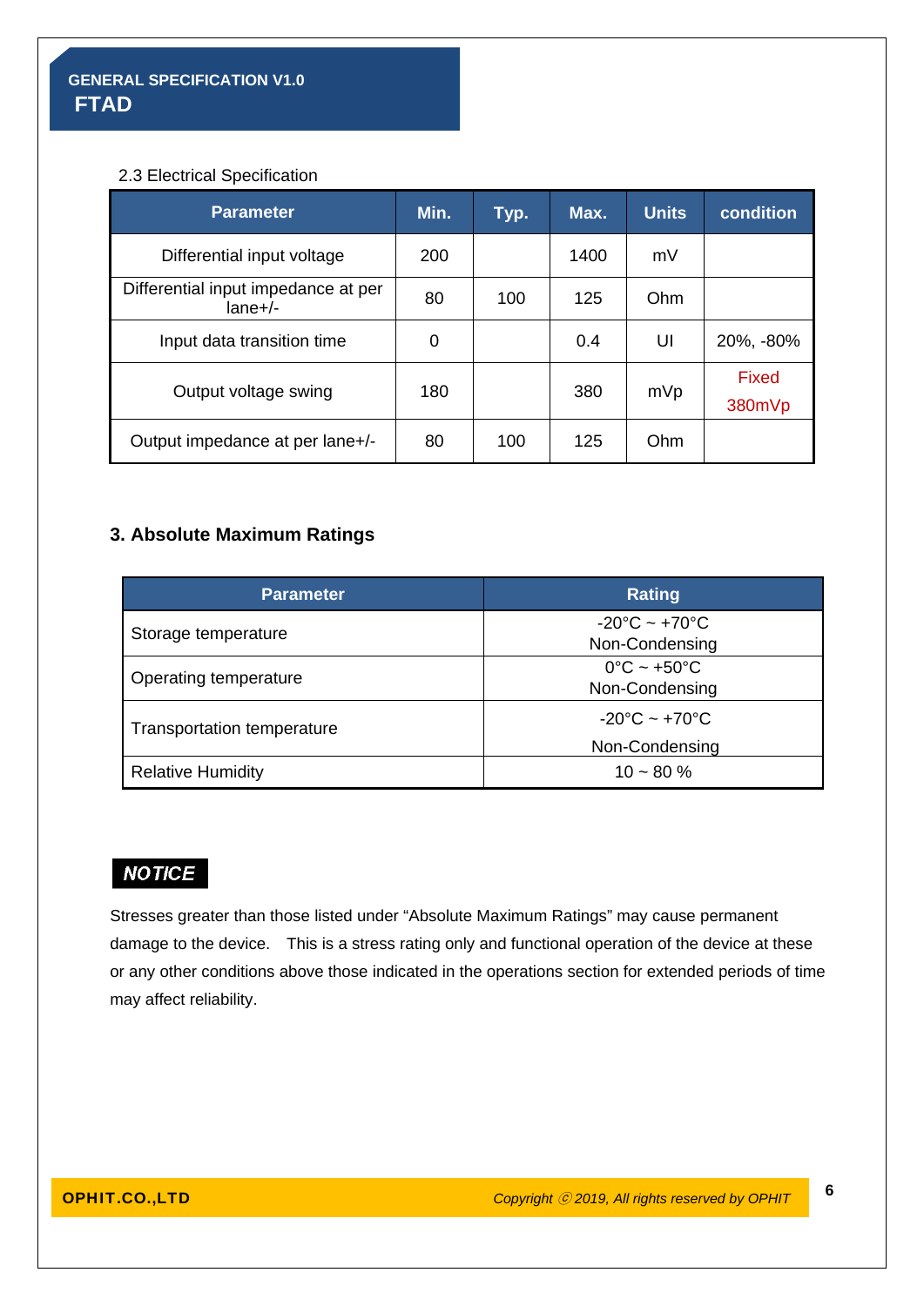### 2.3 Electrical Specification

| Parameter | Min. | Typ. | Max. | Units | condition |
|---|---|---|---|---|---|
| Differential input voltage | 200 | | 1400 | mV | |
| Differential input impedance at per lane+/- | 80 | 100 | 125 | Ohm | |
| Input data transition time | 0 | | 0.4 | UI | 20%, -80% |
| Output voltage swing | 180 | | 380 | mVp | Fixed 380mVp |
| Output impedance at per lane+/- | 80 | 100 | 125 | Ohm | |

## 3. Absolute Maximum Ratings

| Parameter | Rating |
|---|---|
| Storage temperature | -20°C ~ +70°C Non-Condensing |
| Operating temperature | 0°C ~ +50°C Non-Condensing |
| Transportation temperature | -20°C ~ +70°C Non-Condensing |
| Relative Humidity | 10 ~ 80 % |

***NOTICE***

Stresses greater than those listed under "Absolute Maximum Ratings" may cause permanent damage to the device. This is a stress rating only and functional operation of the device at these or any other conditions above those indicated in the operations section for extended periods of time may affect reliability.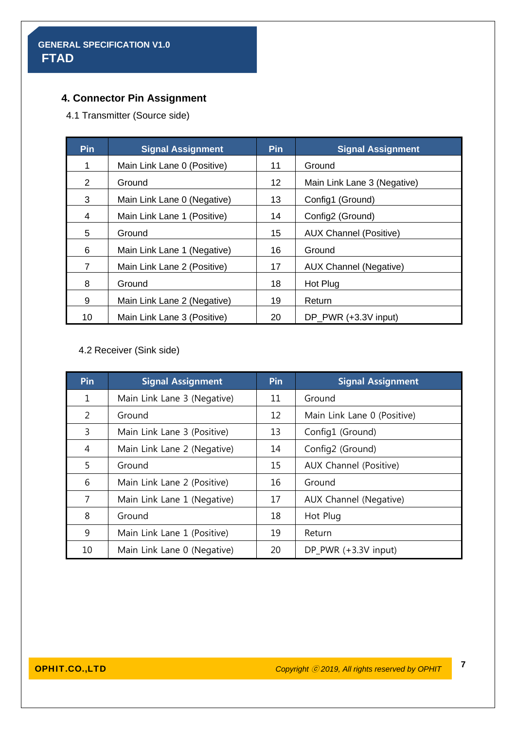## 4. Connector Pin Assignment

### 4.1 Transmitter (Source side)

| Pin | Signal Assignment | Pin | Signal Assignment |
|---|---|---|---|
| 1 | Main Link Lane 0 (Positive) | 11 | Ground |
| 2 | Ground | 12 | Main Link Lane 3 (Negative) |
| 3 | Main Link Lane 0 (Negative) | 13 | Config1 (Ground) |
| 4 | Main Link Lane 1 (Positive) | 14 | Config2 (Ground) |
| 5 | Ground | 15 | AUX Channel (Positive) |
| 6 | Main Link Lane 1 (Negative) | 16 | Ground |
| 7 | Main Link Lane 2 (Positive) | 17 | AUX Channel (Negative) |
| 8 | Ground | 18 | Hot Plug |
| 9 | Main Link Lane 2 (Negative) | 19 | Return |
| 10 | Main Link Lane 3 (Positive) | 20 | DP_PWR (+3.3V input) |

### 4.2 Receiver (Sink side)

| Pin | Signal Assignment | Pin | Signal Assignment |
|---|---|---|---|
| 1 | Main Link Lane 3 (Negative) | 11 | Ground |
| 2 | Ground | 12 | Main Link Lane 0 (Positive) |
| 3 | Main Link Lane 3 (Positive) | 13 | Config1 (Ground) |
| 4 | Main Link Lane 2 (Negative) | 14 | Config2 (Ground) |
| 5 | Ground | 15 | AUX Channel (Positive) |
| 6 | Main Link Lane 2 (Positive) | 16 | Ground |
| 7 | Main Link Lane 1 (Negative) | 17 | AUX Channel (Negative) |
| 8 | Ground | 18 | Hot Plug |
| 9 | Main Link Lane 1 (Positive) | 19 | Return |
| 10 | Main Link Lane 0 (Negative) | 20 | DP_PWR (+3.3V input) |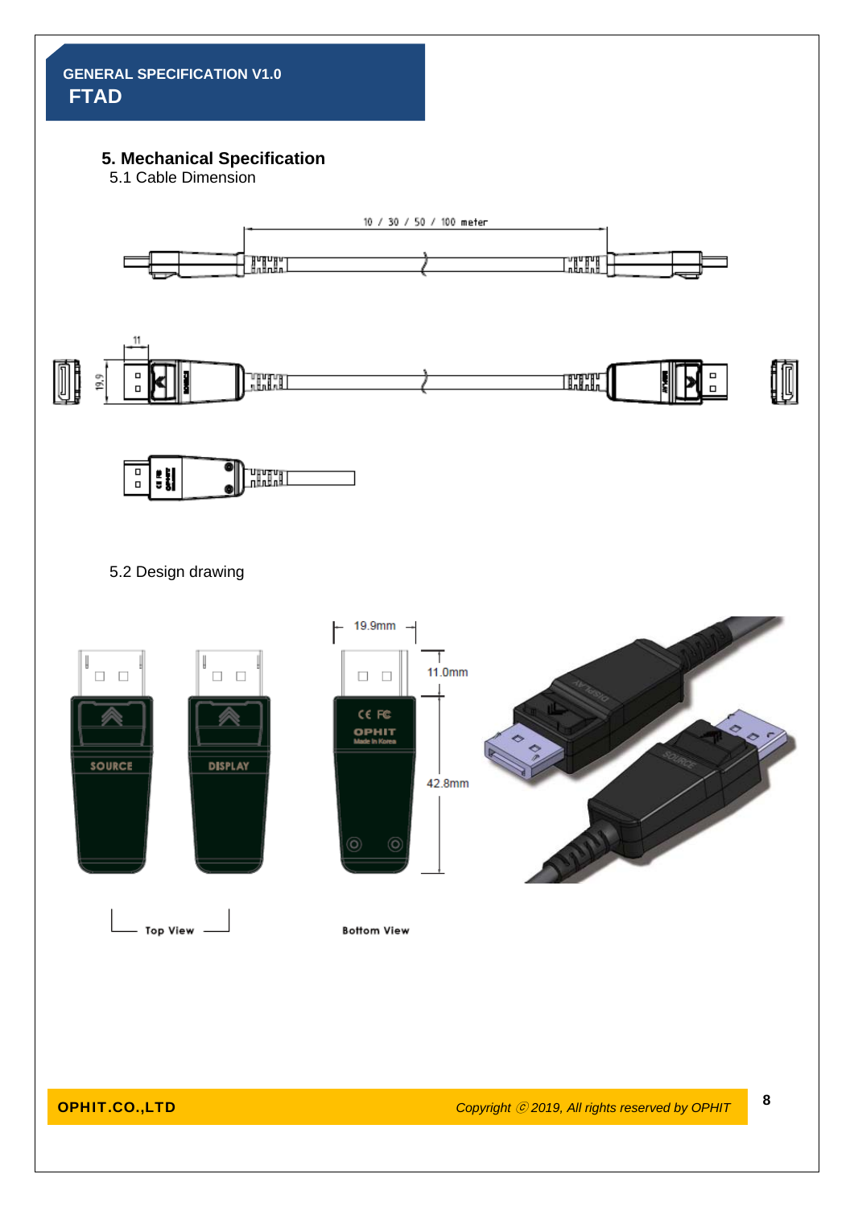## 5. Mechanical Specification

### 5.1 Cable Dimension

10 / 30 / 50 / 100 meter

11

19.9

### 5.2 Design drawing

19.9mm

11.0mm

42.8mm

Top View

Bottom View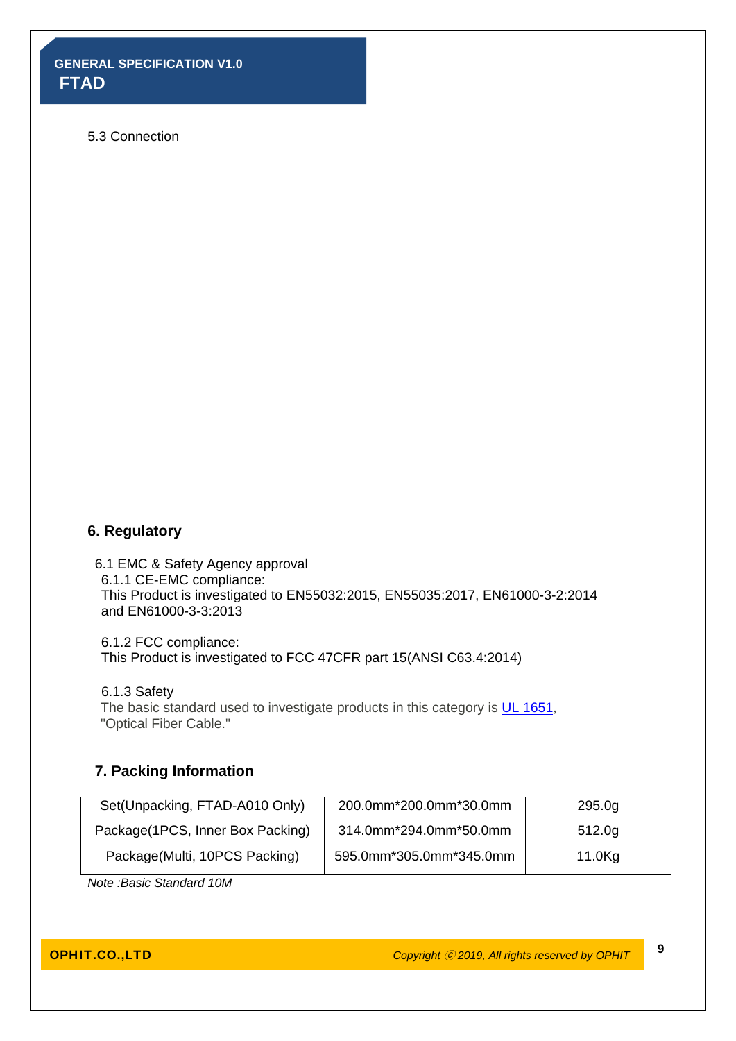5.3 Connection

## 6. Regulatory

6.1 EMC & Safety Agency approval

6.1.1 CE-EMC compliance:
This Product is investigated to EN55032:2015, EN55035:2017, EN61000-3-2:2014 and EN61000-3-3:2013

6.1.2 FCC compliance:
This Product is investigated to FCC 47CFR part 15(ANSI C63.4:2014)

6.1.3 Safety
The basic standard used to investigate products in this category is UL 1651, "Optical Fiber Cable."

## 7. Packing Information

| Set(Unpacking, FTAD-A010 Only) | 200.0mm*200.0mm*30.0mm | 295.0g |
|---|---|---|
| Package(1PCS, Inner Box Packing) | 314.0mm*294.0mm*50.0mm | 512.0g |
| Package(Multi, 10PCS Packing) | 595.0mm*305.0mm*345.0mm | 11.0Kg |

*Note :Basic Standard 10M*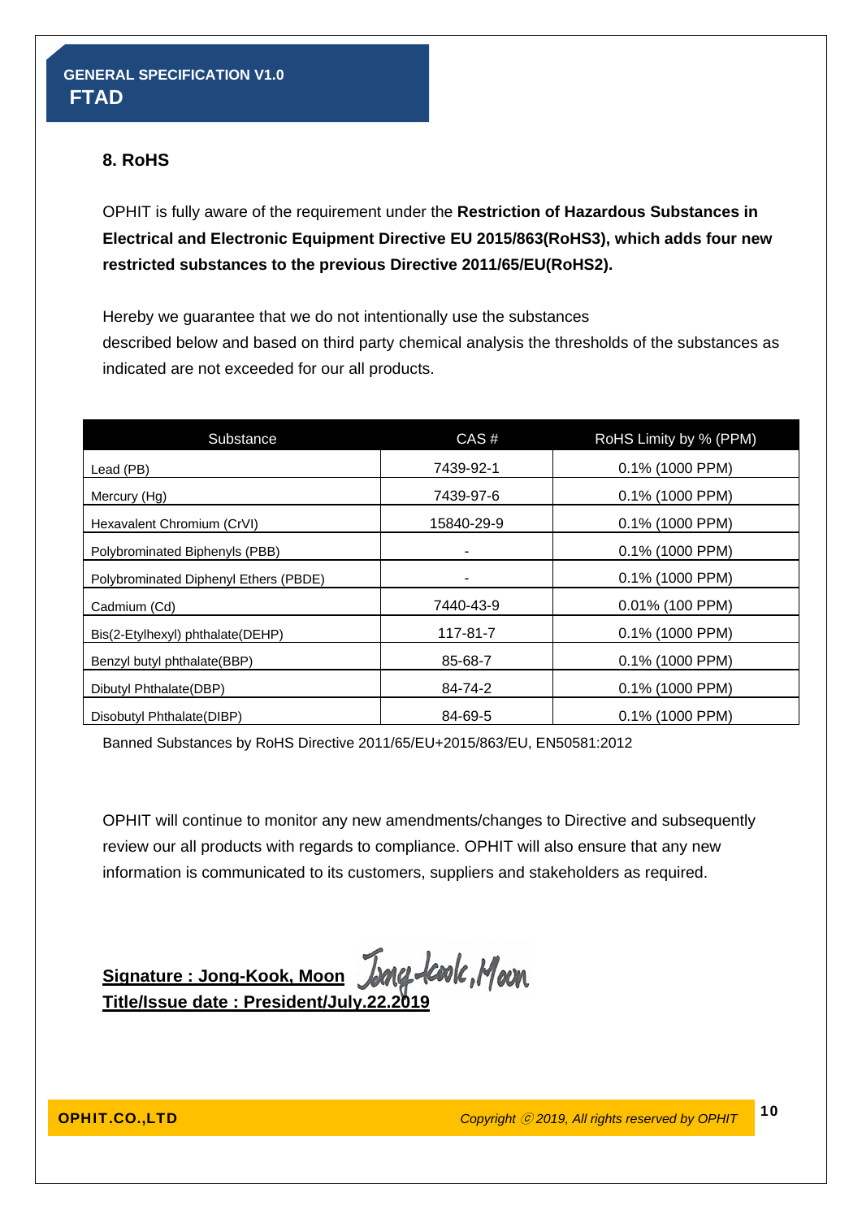## 8. RoHS

OPHIT is fully aware of the requirement under the **Restriction of Hazardous Substances in Electrical and Electronic Equipment Directive EU 2015/863(RoHS3), which adds four new restricted substances to the previous Directive 2011/65/EU(RoHS2).**

Hereby we guarantee that we do not intentionally use the substances described below and based on third party chemical analysis the thresholds of the substances as indicated are not exceeded for our all products.

| Substance | CAS # | RoHS Limity by % (PPM) |
|---|---|---|
| Lead (PB) | 7439-92-1 | 0.1% (1000 PPM) |
| Mercury (Hg) | 7439-97-6 | 0.1% (1000 PPM) |
| Hexavalent Chromium (CrVI) | 15840-29-9 | 0.1% (1000 PPM) |
| Polybrominated Biphenyls (PBB) | - | 0.1% (1000 PPM) |
| Polybrominated Diphenyl Ethers (PBDE) | - | 0.1% (1000 PPM) |
| Cadmium (Cd) | 7440-43-9 | 0.01% (100 PPM) |
| Bis(2-Etylhexyl) phthalate(DEHP) | 117-81-7 | 0.1% (1000 PPM) |
| Benzyl butyl phthalate(BBP) | 85-68-7 | 0.1% (1000 PPM) |
| Dibutyl Phthalate(DBP) | 84-74-2 | 0.1% (1000 PPM) |
| Disobutyl Phthalate(DIBP) | 84-69-5 | 0.1% (1000 PPM) |

Banned Substances by RoHS Directive 2011/65/EU+2015/863/EU, EN50581:2012

OPHIT will continue to monitor any new amendments/changes to Directive and subsequently review our all products with regards to compliance. OPHIT will also ensure that any new information is communicated to its customers, suppliers and stakeholders as required.

**Signature : Jong-Kook, Moon** Jong-Kook, Moon

**Title/Issue date : President/July.22.2019**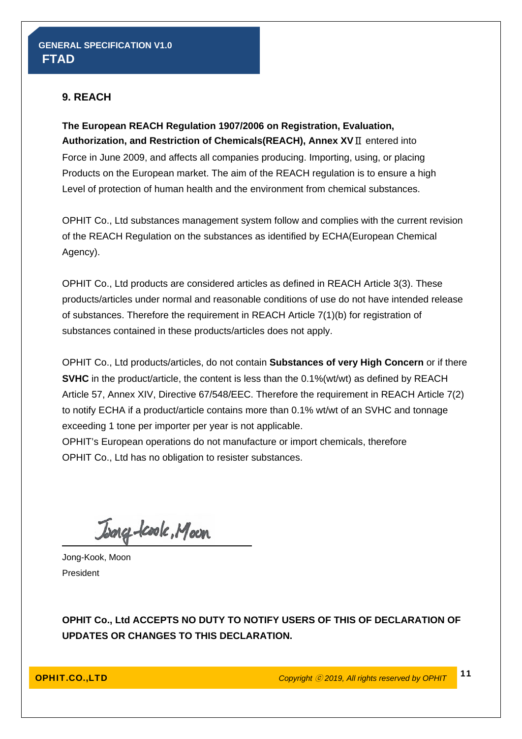## 9. REACH

**The European REACH Regulation 1907/2006 on Registration, Evaluation, Authorization, and Restriction of Chemicals(REACH), Annex XV**Ⅱ entered into Force in June 2009, and affects all companies producing. Importing, using, or placing Products on the European market. The aim of the REACH regulation is to ensure a high Level of protection of human health and the environment from chemical substances.

OPHIT Co., Ltd substances management system follow and complies with the current revision of the REACH Regulation on the substances as identified by ECHA(European Chemical Agency).

OPHIT Co., Ltd products are considered articles as defined in REACH Article 3(3). These products/articles under normal and reasonable conditions of use do not have intended release of substances. Therefore the requirement in REACH Article 7(1)(b) for registration of substances contained in these products/articles does not apply.

OPHIT Co., Ltd products/articles, do not contain **Substances of very High Concern** or if there **SVHC** in the product/article, the content is less than the 0.1%(wt/wt) as defined by REACH Article 57, Annex XIV, Directive 67/548/EEC. Therefore the requirement in REACH Article 7(2) to notify ECHA if a product/article contains more than 0.1% wt/wt of an SVHC and tonnage exceeding 1 tone per importer per year is not applicable.
OPHIT's European operations do not manufacture or import chemicals, therefore OPHIT Co., Ltd has no obligation to resister substances.

Jong-Kook, Moon

Jong-Kook, Moon
President

**OPHIT Co., Ltd ACCEPTS NO DUTY TO NOTIFY USERS OF THIS OF DECLARATION OF UPDATES OR CHANGES TO THIS DECLARATION.**